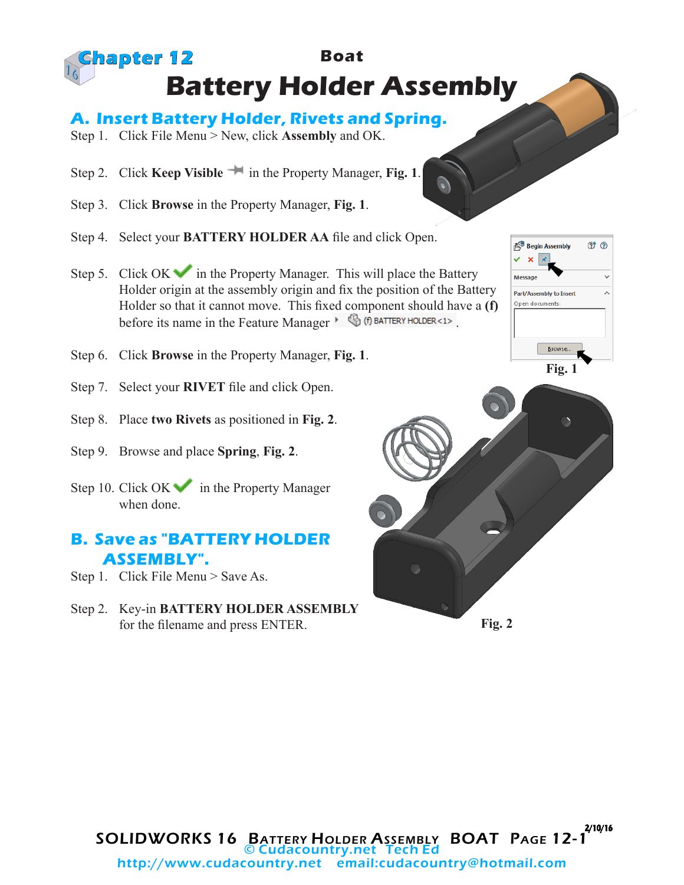# Chapter 12

**Boat**

# Battery Holder Assembly

## A. Insert Battery Holder, Rivets and Spring.

Step 1. Click File Menu > New, click **Assembly** and OK.

Step 2. Click **Keep Visible** in the Property Manager, **Fig. 1**.

Step 3. Click **Browse** in the Property Manager, **Fig. 1**.

Step 4. Select your **BATTERY HOLDER AA** file and click Open.

Step 5. Click OK in the Property Manager. This will place the Battery Holder origin at the assembly origin and fix the position of the Battery Holder so that it cannot move. This fixed component should have a **(f)** before its name in the Feature Manager (f) BATTERY HOLDER<1>.

Step 6. Click **Browse** in the Property Manager, **Fig. 1**.

Step 7. Select your **RIVET** file and click Open.

Step 8. Place **two Rivets** as positioned in **Fig. 2**.

Step 9. Browse and place **Spring**, **Fig. 2**.

Step 10. Click OK in the Property Manager when done.

**Fig. 1**

**Fig. 2**

## B. Save as "BATTERY HOLDER ASSEMBLY".

Step 1. Click File Menu > Save As.

Step 2. Key-in **BATTERY HOLDER ASSEMBLY** for the filename and press ENTER.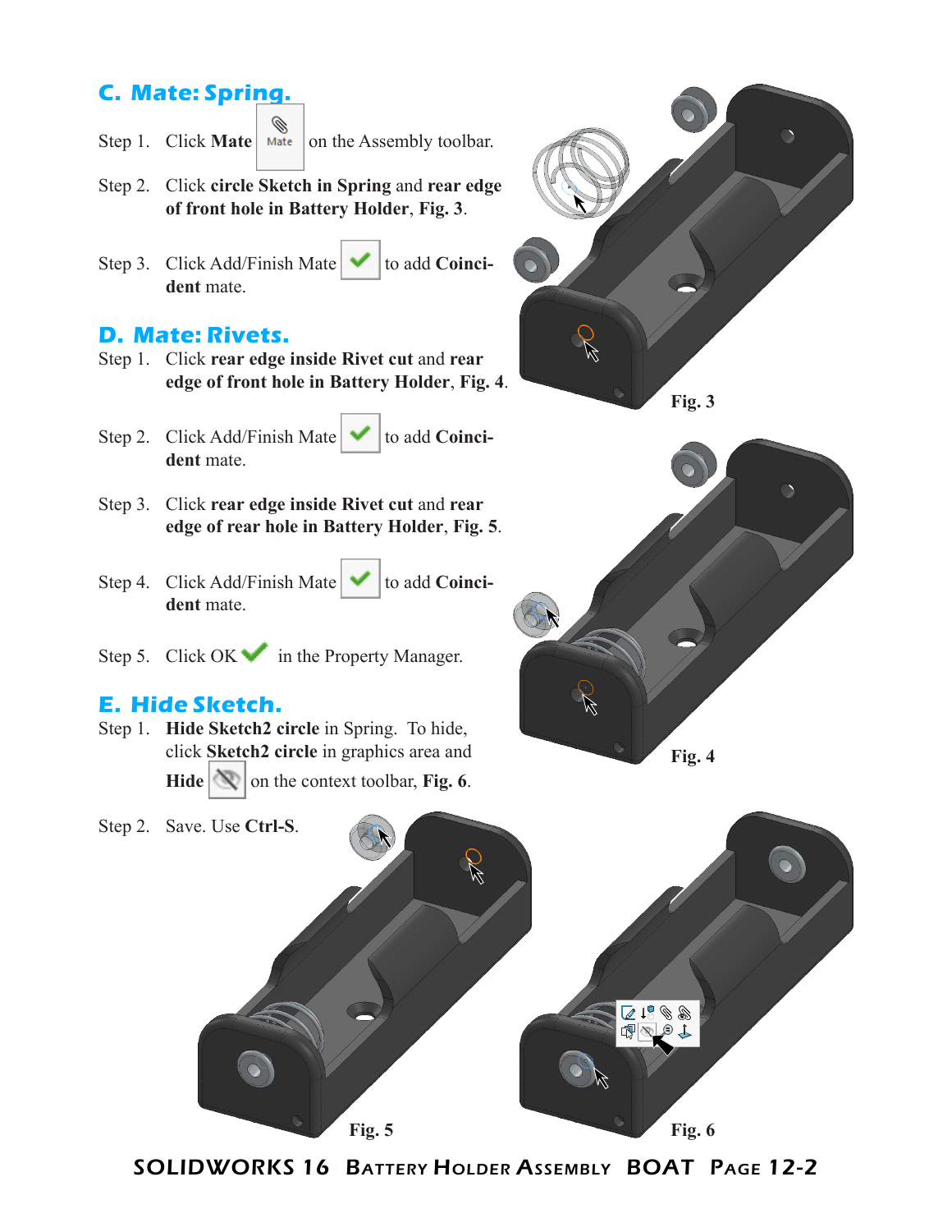## C. Mate: Spring.

Step 1. Click **Mate** on the Assembly toolbar.

Step 2. Click **circle Sketch in Spring** and **rear edge of front hole in Battery Holder**, **Fig. 3**.

Step 3. Click Add/Finish Mate to add **Coincident** mate.

## D. Mate: Rivets.

Step 1. Click **rear edge inside Rivet cut** and **rear edge of front hole in Battery Holder**, **Fig. 4**.

Step 2. Click Add/Finish Mate to add **Coincident** mate.

Step 3. Click **rear edge inside Rivet cut** and **rear edge of rear hole in Battery Holder**, **Fig. 5**.

Step 4. Click Add/Finish Mate to add **Coincident** mate.

Step 5. Click OK in the Property Manager.

## E. Hide Sketch.

Step 1. **Hide Sketch2 circle** in Spring. To hide, click **Sketch2 circle** in graphics area and **Hide** on the context toolbar, **Fig. 6**.

Step 2. Save. Use **Ctrl-S**.

Fig. 3

Fig. 4

Fig. 5

Fig. 6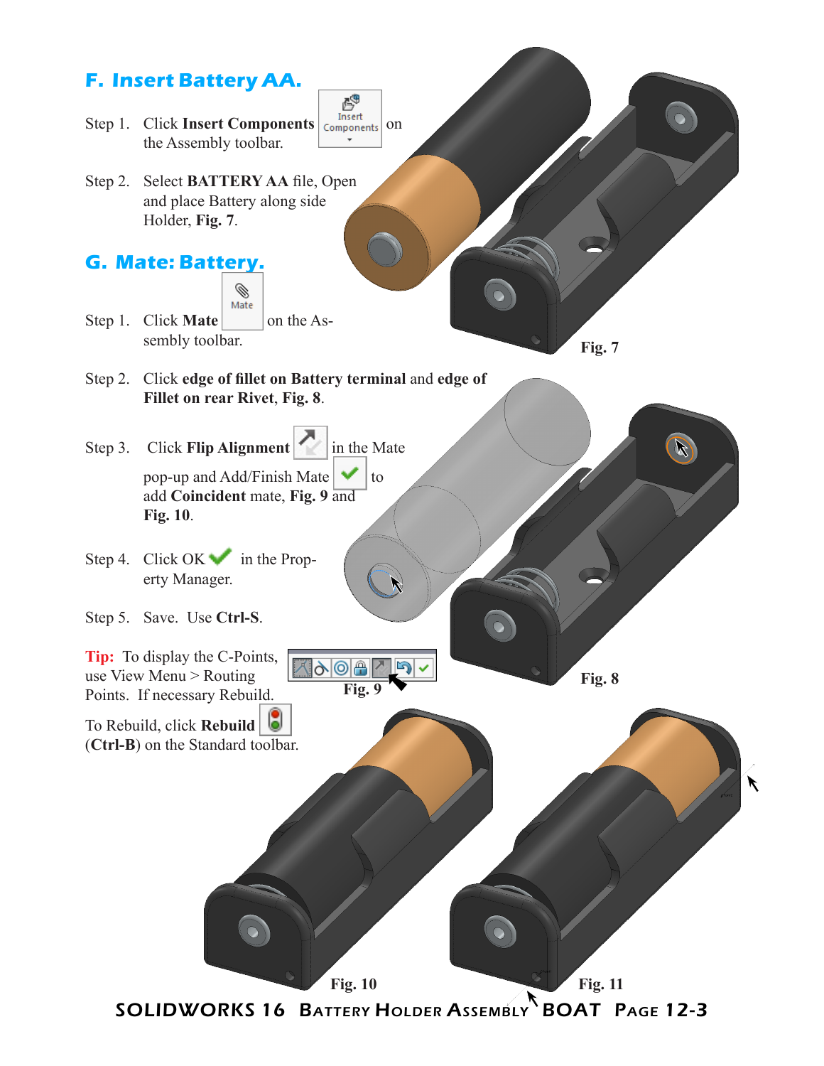## F. Insert Battery AA.

Step 1. Click **Insert Components** on the Assembly toolbar.

Step 2. Select **BATTERY AA** file, Open and place Battery along side Holder, **Fig. 7**.

## G. Mate: Battery.

Step 1. Click **Mate** on the Assembly toolbar.

Step 2. Click **edge of fillet on Battery terminal** and **edge of Fillet on rear Rivet**, **Fig. 8**.

Step 3. Click **Flip Alignment** in the Mate pop-up and Add/Finish Mate to add **Coincident** mate, **Fig. 9** and **Fig. 10**.

Step 4. Click OK in the Property Manager.

Step 5. Save. Use **Ctrl-S**.

**Tip:** To display the C-Points, use View Menu > Routing Points. If necessary Rebuild.

To Rebuild, click **Rebuild** (**Ctrl-B**) on the Standard toolbar.

Fig. 7

Fig. 8

Fig. 9

Fig. 10

Fig. 11